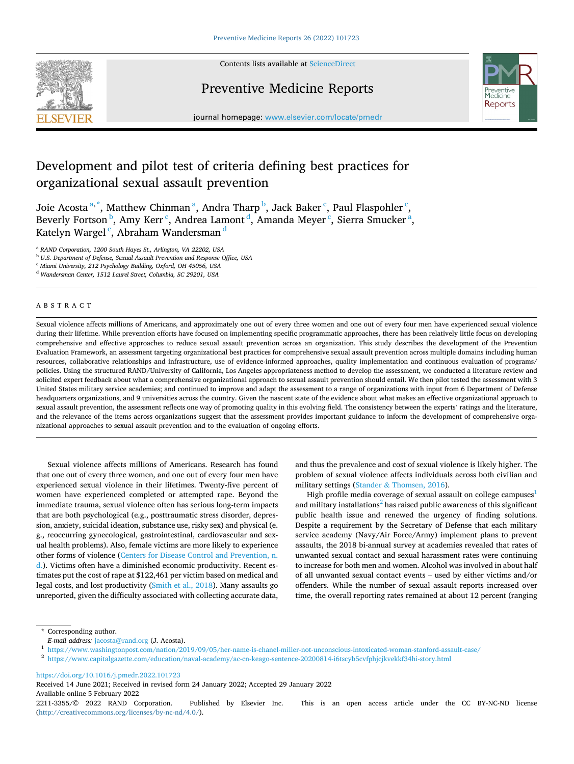# Development and pilot test of criteria defining best practices for organizational sexual assault prevention

Joie Acosta [a,*], Matthew Chinman [a], Andra Tharp [b], Jack Baker [c], Paul Flaspohler [c], Beverly Fortson [b], Amy Kerr [c], Andrea Lamont [d], Amanda Meyer [c], Sierra Smucker [a], Katelyn Wargel [c], Abraham Wandersman [d]

[a] RAND Corporation, 1200 South Hayes St., Arlington, VA 22202, USA
[b] U.S. Department of Defense, Sexual Assault Prevention and Response Office, USA
[c] Miami University, 212 Psychology Building, Oxford, OH 45056, USA
[d] Wandersman Center, 1512 Laurel Street, Columbia, SC 29201, USA

## ABSTRACT

Sexual violence affects millions of Americans, and approximately one out of every three women and one out of every four men have experienced sexual violence during their lifetime. While prevention efforts have focused on implementing specific programmatic approaches, there has been relatively little focus on developing comprehensive and effective approaches to reduce sexual assault prevention across an organization. This study describes the development of the Prevention Evaluation Framework, an assessment targeting organizational best practices for comprehensive sexual assault prevention across multiple domains including human resources, collaborative relationships and infrastructure, use of evidence-informed approaches, quality implementation and continuous evaluation of programs/policies. Using the structured RAND/University of California, Los Angeles appropriateness method to develop the assessment, we conducted a literature review and solicited expert feedback about what a comprehensive organizational approach to sexual assault prevention should entail. We then pilot tested the assessment with 3 United States military service academies; and continued to improve and adapt the assessment to a range of organizations with input from 6 Department of Defense headquarters organizations, and 9 universities across the country. Given the nascent state of the evidence about what makes an effective organizational approach to sexual assault prevention, the assessment reflects one way of promoting quality in this evolving field. The consistency between the experts' ratings and the literature, and the relevance of the items across organizations suggest that the assessment provides important guidance to inform the development of comprehensive organizational approaches to sexual assault prevention and to the evaluation of ongoing efforts.

Sexual violence affects millions of Americans. Research has found that one out of every three women, and one out of every four men have experienced sexual violence in their lifetimes. Twenty-five percent of women have experienced completed or attempted rape. Beyond the immediate trauma, sexual violence often has serious long-term impacts that are both psychological (e.g., posttraumatic stress disorder, depression, anxiety, suicidal ideation, substance use, risky sex) and physical (e.g., reoccurring gynecological, gastrointestinal, cardiovascular and sexual health problems). Also, female victims are more likely to experience other forms of violence (Centers for Disease Control and Prevention, n.d.). Victims often have a diminished economic productivity. Recent estimates put the cost of rape at $122,461 per victim based on medical and legal costs, and lost productivity (Smith et al., 2018). Many assaults go unreported, given the difficulty associated with collecting accurate data, and thus the prevalence and cost of sexual violence is likely higher. The problem of sexual violence affects individuals across both civilian and military settings (Stander & Thomsen, 2016).

High profile media coverage of sexual assault on college campuses[1] and military installations[2] has raised public awareness of this significant public health issue and renewed the urgency of finding solutions. Despite a requirement by the Secretary of Defense that each military service academy (Navy/Air Force/Army) implement plans to prevent assaults, the 2018 bi-annual survey at academies revealed that rates of unwanted sexual contact and sexual harassment rates were continuing to increase for both men and women. Alcohol was involved in about half of all unwanted sexual contact events – used by either victims and/or offenders. While the number of sexual assault reports increased over time, the overall reporting rates remained at about 12 percent (ranging

---

\* Corresponding author.
*E-mail address:* jacosta@rand.org (J. Acosta).

[1] https://www.washingtonpost.com/nation/2019/09/05/her-name-is-chanel-miller-not-unconscious-intoxicated-woman-stanford-assault-case/

[2] https://www.capitalgazette.com/education/naval-academy/ac-cn-keago-sentence-20200814-i6tscyb5cvfphjcjkvekkf34hi-story.html

https://doi.org/10.1016/j.pmedr.2022.101723
Received 14 June 2021; Received in revised form 24 January 2022; Accepted 29 January 2022
Available online 5 February 2022
2211-3355/© 2022 RAND Corporation. Published by Elsevier Inc. This is an open access article under the CC BY-NC-ND license (http://creativecommons.org/licenses/by-nc-nd/4.0/).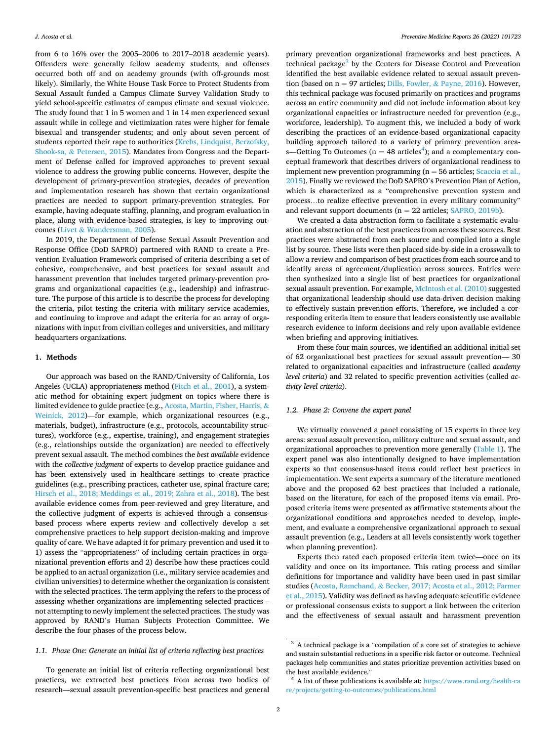from 6 to 16% over the 2005–2006 to 2017–2018 academic years). Offenders were generally fellow academy students, and offenses occurred both off and on academy grounds (with off-grounds most likely). Similarly, the White House Task Force to Protect Students from Sexual Assault funded a Campus Climate Survey Validation Study to yield school-specific estimates of campus climate and sexual violence. The study found that 1 in 5 women and 1 in 14 men experienced sexual assault while in college and victimization rates were higher for female bisexual and transgender students; and only about seven percent of students reported their rape to authorities (Krebs, Lindquist, Berzofsky, Shook-sa, & Petersen, 2015). Mandates from Congress and the Department of Defense called for improved approaches to prevent sexual violence to address the growing public concerns. However, despite the development of primary-prevention strategies, decades of prevention and implementation research has shown that certain organizational practices are needed to support primary-prevention strategies. For example, having adequate staffing, planning, and program evaluation in place, along with evidence-based strategies, is key to improving outcomes (Livet & Wandersman, 2005).

In 2019, the Department of Defense Sexual Assault Prevention and Response Office (DoD SAPRO) partnered with RAND to create a Prevention Evaluation Framework comprised of criteria describing a set of cohesive, comprehensive, and best practices for sexual assault and harassment prevention that includes targeted primary-prevention programs and organizational capacities (e.g., leadership) and infrastructure. The purpose of this article is to describe the process for developing the criteria, pilot testing the criteria with military service academies, and continuing to improve and adapt the criteria for an array of organizations with input from civilian colleges and universities, and military headquarters organizations.

## 1. Methods

Our approach was based on the RAND/University of California, Los Angeles (UCLA) appropriateness method (Fitch et al., 2001), a systematic method for obtaining expert judgment on topics where there is limited evidence to guide practice (e.g., Acosta, Martin, Fisher, Harris, & Weinick, 2012)—for example, which organizational resources (e.g., materials, budget), infrastructure (e.g., protocols, accountability structures), workforce (e.g., expertise, training), and engagement strategies (e.g., relationships outside the organization) are needed to effectively prevent sexual assault. The method combines the *best available* evidence with the *collective judgment* of experts to develop practice guidance and has been extensively used in healthcare settings to create practice guidelines (e.g., prescribing practices, catheter use, spinal fracture care; Hirsch et al., 2018; Meddings et al., 2019; Zahra et al., 2018). The best available evidence comes from peer-reviewed and grey literature, and the collective judgment of experts is achieved through a consensus-based process where experts review and collectively develop a set comprehensive practices to help support decision-making and improve quality of care. We have adapted it for primary prevention and used it to 1) assess the "appropriateness" of including certain practices in organizational prevention efforts and 2) describe how these practices could be applied to an actual organization (i.e., military service academies and civilian universities) to determine whether the organization is consistent with the selected practices. The term applying the refers to the process of assessing whether organizations are implementing selected practices – not attempting to newly implement the selected practices. The study was approved by RAND's Human Subjects Protection Committee. We describe the four phases of the process below.

### 1.1. Phase One: Generate an initial list of criteria reflecting best practices

To generate an initial list of criteria reflecting organizational best practices, we extracted best practices from across two bodies of research—sexual assault prevention-specific best practices and general primary prevention organizational frameworks and best practices. A technical package[3] by the Centers for Disease Control and Prevention identified the best available evidence related to sexual assault prevention (based on n = 97 articles; Dills, Fowler, & Payne, 2016). However, this technical package was focused primarily on practices and programs across an entire community and did not include information about key organizational capacities or infrastructure needed for prevention (e.g., workforce, leadership). To augment this, we included a body of work describing the practices of an evidence-based organizational capacity building approach tailored to a variety of primary prevention areas—Getting To Outcomes (n = 48 articles[4]); and a complementary conceptual framework that describes drivers of organizational readiness to implement new prevention programming (n = 56 articles; Scaccia et al., 2015). Finally we reviewed the DoD SAPRO's Prevention Plan of Action, which is characterized as a "comprehensive prevention system and process…to realize effective prevention in every military community" and relevant support documents (n = 22 articles; SAPRO, 2019b).

We created a data abstraction form to facilitate a systematic evaluation and abstraction of the best practices from across these sources. Best practices were abstracted from each source and compiled into a single list by source. These lists were then placed side-by-side in a crosswalk to allow a review and comparison of best practices from each source and to identify areas of agreement/duplication across sources. Entries were then synthesized into a single list of best practices for organizational sexual assault prevention. For example, McIntosh et al. (2010) suggested that organizational leadership should use data-driven decision making to effectively sustain prevention efforts. Therefore, we included a corresponding criteria item to ensure that leaders consistently use available research evidence to inform decisions and rely upon available evidence when briefing and approving initiatives.

From these four main sources, we identified an additional initial set of 62 organizational best practices for sexual assault prevention— 30 related to organizational capacities and infrastructure (called *academy level criteria*) and 32 related to specific prevention activities (called *activity level criteria*).

### 1.2. Phase 2: Convene the expert panel

We virtually convened a panel consisting of 15 experts in three key areas: sexual assault prevention, military culture and sexual assault, and organizational approaches to prevention more generally (Table 1). The expert panel was also intentionally designed to have implementation experts so that consensus-based items could reflect best practices in implementation. We sent experts a summary of the literature mentioned above and the proposed 62 best practices that included a rationale, based on the literature, for each of the proposed items via email. Proposed criteria items were presented as affirmative statements about the organizational conditions and approaches needed to develop, implement, and evaluate a comprehensive organizational approach to sexual assault prevention (e.g., Leaders at all levels consistently work together when planning prevention).

Experts then rated each proposed criteria item twice—once on its validity and once on its importance. This rating process and similar definitions for importance and validity have been used in past similar studies (Acosta, Ramchand, & Becker, 2017; Acosta et al., 2012; Farmer et al., 2015). Validity was defined as having adequate scientific evidence or professional consensus exists to support a link between the criterion and the effectiveness of sexual assault and harassment prevention

---

[3] A technical package is a "compilation of a core set of strategies to achieve and sustain substantial reductions in a specific risk factor or outcome. Technical packages help communities and states prioritize prevention activities based on the best available evidence."

[4] A list of these publications is available at: https://www.rand.org/health-care/projects/getting-to-outcomes/publications.html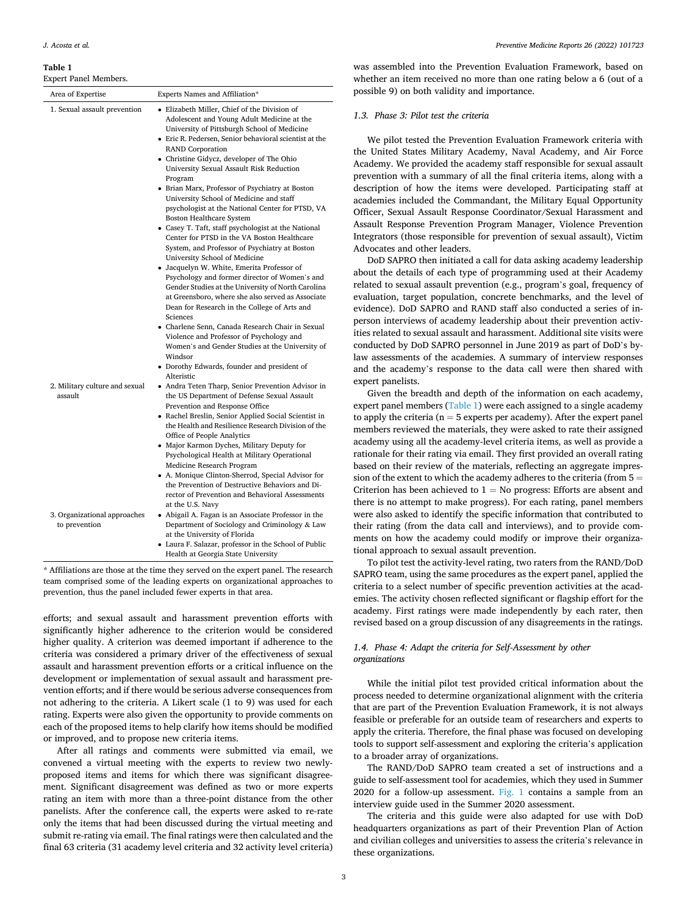**Table 1**
Expert Panel Members.

| Area of Expertise | Experts Names and Affiliation* |
| --- | --- |
| 1. Sexual assault prevention | • Elizabeth Miller, Chief of the Division of Adolescent and Young Adult Medicine at the University of Pittsburgh School of Medicine<br>• Eric R. Pedersen, Senior behavioral scientist at the RAND Corporation<br>• Christine Gidycz, developer of The Ohio University Sexual Assault Risk Reduction Program<br>• Brian Marx, Professor of Psychiatry at Boston University School of Medicine and staff psychologist at the National Center for PTSD, VA Boston Healthcare System<br>• Casey T. Taft, staff psychologist at the National Center for PTSD in the VA Boston Healthcare System, and Professor of Psychiatry at Boston University School of Medicine<br>• Jacquelyn W. White, Emerita Professor of Psychology and former director of Women's and Gender Studies at the University of North Carolina at Greensboro, where she also served as Associate Dean for Research in the College of Arts and Sciences<br>• Charlene Senn, Canada Research Chair in Sexual Violence and Professor of Psychology and Women's and Gender Studies at the University of Windsor<br>• Dorothy Edwards, founder and president of Alteristic |
| 2. Military culture and sexual assault | • Andra Teten Tharp, Senior Prevention Advisor in the US Department of Defense Sexual Assault Prevention and Response Office<br>• Rachel Breslin, Senior Applied Social Scientist in the Health and Resilience Research Division of the Office of People Analytics<br>• Major Karmon Dyches, Military Deputy for Psychological Health at Military Operational Medicine Research Program<br>• A. Monique Clinton-Sherrod, Special Advisor for the Prevention of Destructive Behaviors and Director of Prevention and Behavioral Assessments at the U.S. Navy |
| 3. Organizational approaches to prevention | • Abigail A. Fagan is an Associate Professor in the Department of Sociology and Criminology & Law at the University of Florida<br>• Laura F. Salazar, professor in the School of Public Health at Georgia State University |

\* Affiliations are those at the time they served on the expert panel. The research team comprised some of the leading experts on organizational approaches to prevention, thus the panel included fewer experts in that area.

efforts; and sexual assault and harassment prevention efforts with significantly higher adherence to the criterion would be considered higher quality. A criterion was deemed important if adherence to the criteria was considered a primary driver of the effectiveness of sexual assault and harassment prevention efforts or a critical influence on the development or implementation of sexual assault and harassment prevention efforts; and if there would be serious adverse consequences from not adhering to the criteria. A Likert scale (1 to 9) was used for each rating. Experts were also given the opportunity to provide comments on each of the proposed items to help clarify how items should be modified or improved, and to propose new criteria items.

After all ratings and comments were submitted via email, we convened a virtual meeting with the experts to review two newly-proposed items and items for which there was significant disagreement. Significant disagreement was defined as two or more experts rating an item with more than a three-point distance from the other panelists. After the conference call, the experts were asked to re-rate only the items that had been discussed during the virtual meeting and submit re-rating via email. The final ratings were then calculated and the final 63 criteria (31 academy level criteria and 32 activity level criteria) was assembled into the Prevention Evaluation Framework, based on whether an item received no more than one rating below a 6 (out of a possible 9) on both validity and importance.

### 1.3. Phase 3: Pilot test the criteria

We pilot tested the Prevention Evaluation Framework criteria with the United States Military Academy, Naval Academy, and Air Force Academy. We provided the academy staff responsible for sexual assault prevention with a summary of all the final criteria items, along with a description of how the items were developed. Participating staff at academies included the Commandant, the Military Equal Opportunity Officer, Sexual Assault Response Coordinator/Sexual Harassment and Assault Response Prevention Program Manager, Violence Prevention Integrators (those responsible for prevention of sexual assault), Victim Advocates and other leaders.

DoD SAPRO then initiated a call for data asking academy leadership about the details of each type of programming used at their Academy related to sexual assault prevention (e.g., program's goal, frequency of evaluation, target population, concrete benchmarks, and the level of evidence). DoD SAPRO and RAND staff also conducted a series of in-person interviews of academy leadership about their prevention activities related to sexual assault and harassment. Additional site visits were conducted by DoD SAPRO personnel in June 2019 as part of DoD's by-law assessments of the academies. A summary of interview responses and the academy's response to the data call were then shared with expert panelists.

Given the breadth and depth of the information on each academy, expert panel members (Table 1) were each assigned to a single academy to apply the criteria ($n = 5$ experts per academy). After the expert panel members reviewed the materials, they were asked to rate their assigned academy using all the academy-level criteria items, as well as provide a rationale for their rating via email. They first provided an overall rating based on their review of the materials, reflecting an aggregate impression of the extent to which the academy adheres to the criteria (from 5 = Criterion has been achieved to 1 = No progress: Efforts are absent and there is no attempt to make progress). For each rating, panel members were also asked to identify the specific information that contributed to their rating (from the data call and interviews), and to provide comments on how the academy could modify or improve their organizational approach to sexual assault prevention.

To pilot test the activity-level rating, two raters from the RAND/DoD SAPRO team, using the same procedures as the expert panel, applied the criteria to a select number of specific prevention activities at the academies. The activity chosen reflected significant or flagship effort for the academy. First ratings were made independently by each rater, then revised based on a group discussion of any disagreements in the ratings.

### 1.4. Phase 4: Adapt the criteria for Self-Assessment by other organizations

While the initial pilot test provided critical information about the process needed to determine organizational alignment with the criteria that are part of the Prevention Evaluation Framework, it is not always feasible or preferable for an outside team of researchers and experts to apply the criteria. Therefore, the final phase was focused on developing tools to support self-assessment and exploring the criteria's application to a broader array of organizations.

The RAND/DoD SAPRO team created a set of instructions and a guide to self-assessment tool for academies, which they used in Summer 2020 for a follow-up assessment. Fig. 1 contains a sample from an interview guide used in the Summer 2020 assessment.

The criteria and this guide were also adapted for use with DoD headquarters organizations as part of their Prevention Plan of Action and civilian colleges and universities to assess the criteria's relevance in these organizations.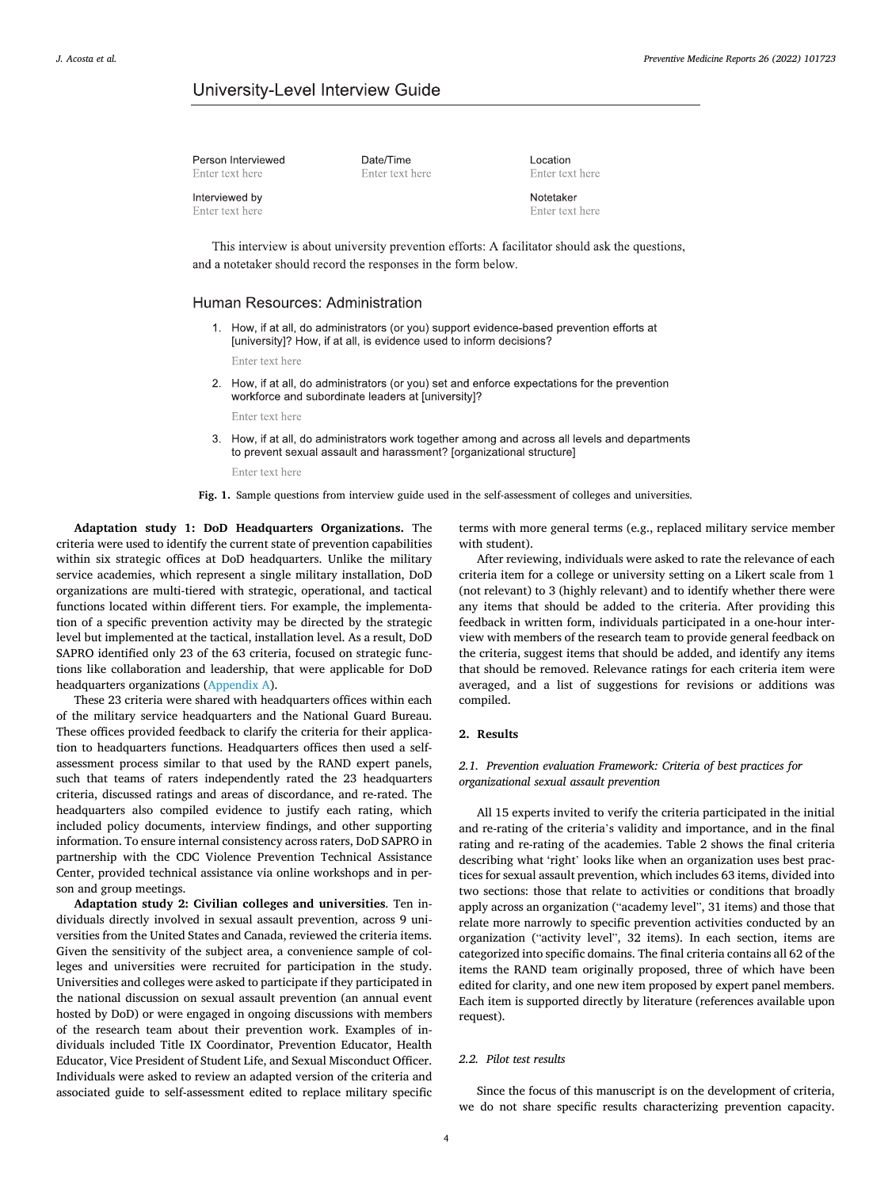## University-Level Interview Guide

Person Interviewed
Enter text here

Date/Time
Enter text here

Location
Enter text here

Interviewed by
Enter text here

Notetaker
Enter text here

This interview is about university prevention efforts: A facilitator should ask the questions, and a notetaker should record the responses in the form below.

### Human Resources: Administration

1. How, if at all, do administrators (or you) support evidence-based prevention efforts at [university]? How, if at all, is evidence used to inform decisions?

   Enter text here

2. How, if at all, do administrators (or you) set and enforce expectations for the prevention workforce and subordinate leaders at [university]?

   Enter text here

3. How, if at all, do administrators work together among and across all levels and departments to prevent sexual assault and harassment? [organizational structure]

   Enter text here

**Fig. 1.** Sample questions from interview guide used in the self-assessment of colleges and universities.

**Adaptation study 1: DoD Headquarters Organizations.** The criteria were used to identify the current state of prevention capabilities within six strategic offices at DoD headquarters. Unlike the military service academies, which represent a single military installation, DoD organizations are multi-tiered with strategic, operational, and tactical functions located within different tiers. For example, the implementation of a specific prevention activity may be directed by the strategic level but implemented at the tactical, installation level. As a result, DoD SAPRO identified only 23 of the 63 criteria, focused on strategic functions like collaboration and leadership, that were applicable for DoD headquarters organizations (Appendix A).

These 23 criteria were shared with headquarters offices within each of the military service headquarters and the National Guard Bureau. These offices provided feedback to clarify the criteria for their application to headquarters functions. Headquarters offices then used a self-assessment process similar to that used by the RAND expert panels, such that teams of raters independently rated the 23 headquarters criteria, discussed ratings and areas of discordance, and re-rated. The headquarters also compiled evidence to justify each rating, which included policy documents, interview findings, and other supporting information. To ensure internal consistency across raters, DoD SAPRO in partnership with the CDC Violence Prevention Technical Assistance Center, provided technical assistance via online workshops and in person and group meetings.

**Adaptation study 2: Civilian colleges and universities**. Ten individuals directly involved in sexual assault prevention, across 9 universities from the United States and Canada, reviewed the criteria items. Given the sensitivity of the subject area, a convenience sample of colleges and universities were recruited for participation in the study. Universities and colleges were asked to participate if they participated in the national discussion on sexual assault prevention (an annual event hosted by DoD) or were engaged in ongoing discussions with members of the research team about their prevention work. Examples of individuals included Title IX Coordinator, Prevention Educator, Health Educator, Vice President of Student Life, and Sexual Misconduct Officer. Individuals were asked to review an adapted version of the criteria and associated guide to self-assessment edited to replace military specific terms with more general terms (e.g., replaced military service member with student).

After reviewing, individuals were asked to rate the relevance of each criteria item for a college or university setting on a Likert scale from 1 (not relevant) to 3 (highly relevant) and to identify whether there were any items that should be added to the criteria. After providing this feedback in written form, individuals participated in a one-hour interview with members of the research team to provide general feedback on the criteria, suggest items that should be added, and identify any items that should be removed. Relevance ratings for each criteria item were averaged, and a list of suggestions for revisions or additions was compiled.

## 2. Results

### 2.1. Prevention evaluation Framework: Criteria of best practices for organizational sexual assault prevention

All 15 experts invited to verify the criteria participated in the initial and re-rating of the criteria's validity and importance, and in the final rating and re-rating of the academies. Table 2 shows the final criteria describing what 'right' looks like when an organization uses best practices for sexual assault prevention, which includes 63 items, divided into two sections: those that relate to activities or conditions that broadly apply across an organization ("academy level", 31 items) and those that relate more narrowly to specific prevention activities conducted by an organization ("activity level", 32 items). In each section, items are categorized into specific domains. The final criteria contains all 62 of the items the RAND team originally proposed, three of which have been edited for clarity, and one new item proposed by expert panel members. Each item is supported directly by literature (references available upon request).

### 2.2. Pilot test results

Since the focus of this manuscript is on the development of criteria, we do not share specific results characterizing prevention capacity.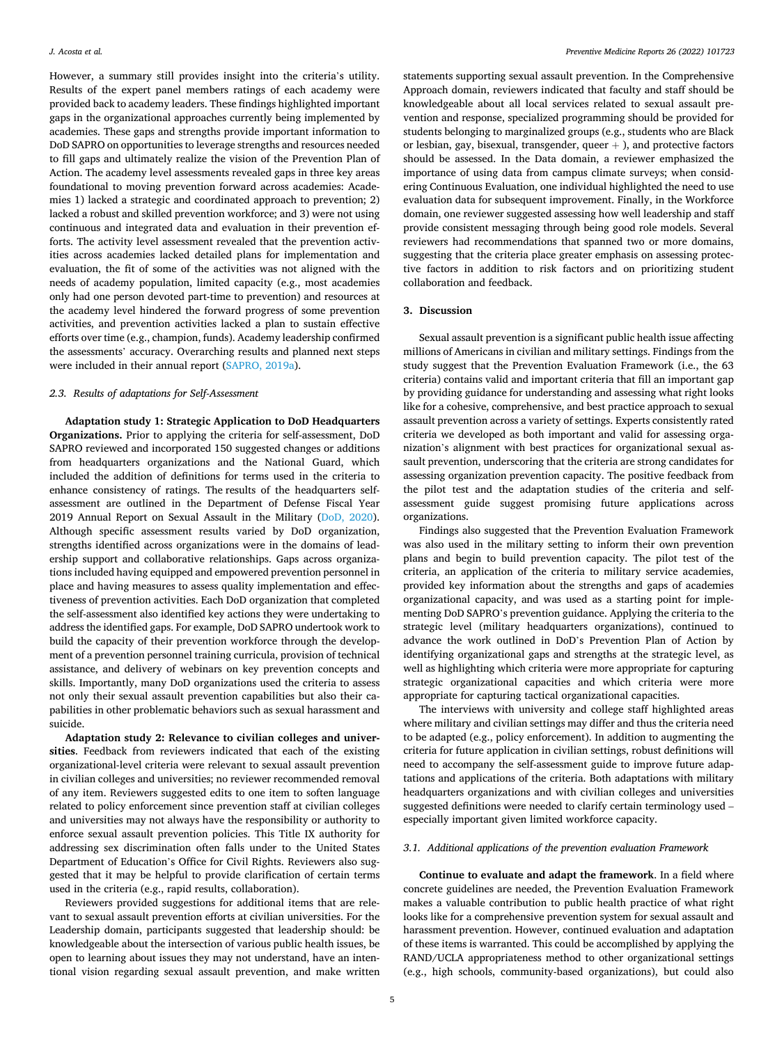However, a summary still provides insight into the criteria's utility. Results of the expert panel members ratings of each academy were provided back to academy leaders. These findings highlighted important gaps in the organizational approaches currently being implemented by academies. These gaps and strengths provide important information to DoD SAPRO on opportunities to leverage strengths and resources needed to fill gaps and ultimately realize the vision of the Prevention Plan of Action. The academy level assessments revealed gaps in three key areas foundational to moving prevention forward across academies: Academies 1) lacked a strategic and coordinated approach to prevention; 2) lacked a robust and skilled prevention workforce; and 3) were not using continuous and integrated data and evaluation in their prevention efforts. The activity level assessment revealed that the prevention activities across academies lacked detailed plans for implementation and evaluation, the fit of some of the activities was not aligned with the needs of academy population, limited capacity (e.g., most academies only had one person devoted part-time to prevention) and resources at the academy level hindered the forward progress of some prevention activities, and prevention activities lacked a plan to sustain effective efforts over time (e.g., champion, funds). Academy leadership confirmed the assessments' accuracy. Overarching results and planned next steps were included in their annual report (SAPRO, 2019a).

### 2.3. Results of adaptations for Self-Assessment

**Adaptation study 1: Strategic Application to DoD Headquarters Organizations.** Prior to applying the criteria for self-assessment, DoD SAPRO reviewed and incorporated 150 suggested changes or additions from headquarters organizations and the National Guard, which included the addition of definitions for terms used in the criteria to enhance consistency of ratings. The results of the headquarters self-assessment are outlined in the Department of Defense Fiscal Year 2019 Annual Report on Sexual Assault in the Military (DoD, 2020). Although specific assessment results varied by DoD organization, strengths identified across organizations were in the domains of leadership support and collaborative relationships. Gaps across organizations included having equipped and empowered prevention personnel in place and having measures to assess quality implementation and effectiveness of prevention activities. Each DoD organization that completed the self-assessment also identified key actions they were undertaking to address the identified gaps. For example, DoD SAPRO undertook work to build the capacity of their prevention workforce through the development of a prevention personnel training curricula, provision of technical assistance, and delivery of webinars on key prevention concepts and skills. Importantly, many DoD organizations used the criteria to assess not only their sexual assault prevention capabilities but also their capabilities in other problematic behaviors such as sexual harassment and suicide.

**Adaptation study 2: Relevance to civilian colleges and universities**. Feedback from reviewers indicated that each of the existing organizational-level criteria were relevant to sexual assault prevention in civilian colleges and universities; no reviewer recommended removal of any item. Reviewers suggested edits to one item to soften language related to policy enforcement since prevention staff at civilian colleges and universities may not always have the responsibility or authority to enforce sexual assault prevention policies. This Title IX authority for addressing sex discrimination often falls under to the United States Department of Education's Office for Civil Rights. Reviewers also suggested that it may be helpful to provide clarification of certain terms used in the criteria (e.g., rapid results, collaboration).

Reviewers provided suggestions for additional items that are relevant to sexual assault prevention efforts at civilian universities. For the Leadership domain, participants suggested that leadership should: be knowledgeable about the intersection of various public health issues, be open to learning about issues they may not understand, have an intentional vision regarding sexual assault prevention, and make written statements supporting sexual assault prevention. In the Comprehensive Approach domain, reviewers indicated that faculty and staff should be knowledgeable about all local services related to sexual assault prevention and response, specialized programming should be provided for students belonging to marginalized groups (e.g., students who are Black or lesbian, gay, bisexual, transgender, queer + ), and protective factors should be assessed. In the Data domain, a reviewer emphasized the importance of using data from campus climate surveys; when considering Continuous Evaluation, one individual highlighted the need to use evaluation data for subsequent improvement. Finally, in the Workforce domain, one reviewer suggested assessing how well leadership and staff provide consistent messaging through being good role models. Several reviewers had recommendations that spanned two or more domains, suggesting that the criteria place greater emphasis on assessing protective factors in addition to risk factors and on prioritizing student collaboration and feedback.

## 3. Discussion

Sexual assault prevention is a significant public health issue affecting millions of Americans in civilian and military settings. Findings from the study suggest that the Prevention Evaluation Framework (i.e., the 63 criteria) contains valid and important criteria that fill an important gap by providing guidance for understanding and assessing what right looks like for a cohesive, comprehensive, and best practice approach to sexual assault prevention across a variety of settings. Experts consistently rated criteria we developed as both important and valid for assessing organization's alignment with best practices for organizational sexual assault prevention, underscoring that the criteria are strong candidates for assessing organization prevention capacity. The positive feedback from the pilot test and the adaptation studies of the criteria and self-assessment guide suggest promising future applications across organizations.

Findings also suggested that the Prevention Evaluation Framework was also used in the military setting to inform their own prevention plans and begin to build prevention capacity. The pilot test of the criteria, an application of the criteria to military service academies, provided key information about the strengths and gaps of academies organizational capacity, and was used as a starting point for implementing DoD SAPRO's prevention guidance. Applying the criteria to the strategic level (military headquarters organizations), continued to advance the work outlined in DoD's Prevention Plan of Action by identifying organizational gaps and strengths at the strategic level, as well as highlighting which criteria were more appropriate for capturing strategic organizational capacities and which criteria were more appropriate for capturing tactical organizational capacities.

The interviews with university and college staff highlighted areas where military and civilian settings may differ and thus the criteria need to be adapted (e.g., policy enforcement). In addition to augmenting the criteria for future application in civilian settings, robust definitions will need to accompany the self-assessment guide to improve future adaptations and applications of the criteria. Both adaptations with military headquarters organizations and with civilian colleges and universities suggested definitions were needed to clarify certain terminology used – especially important given limited workforce capacity.

### 3.1. Additional applications of the prevention evaluation Framework

**Continue to evaluate and adapt the framework**. In a field where concrete guidelines are needed, the Prevention Evaluation Framework makes a valuable contribution to public health practice of what right looks like for a comprehensive prevention system for sexual assault and harassment prevention. However, continued evaluation and adaptation of these items is warranted. This could be accomplished by applying the RAND/UCLA appropriateness method to other organizational settings (e.g., high schools, community-based organizations), but could also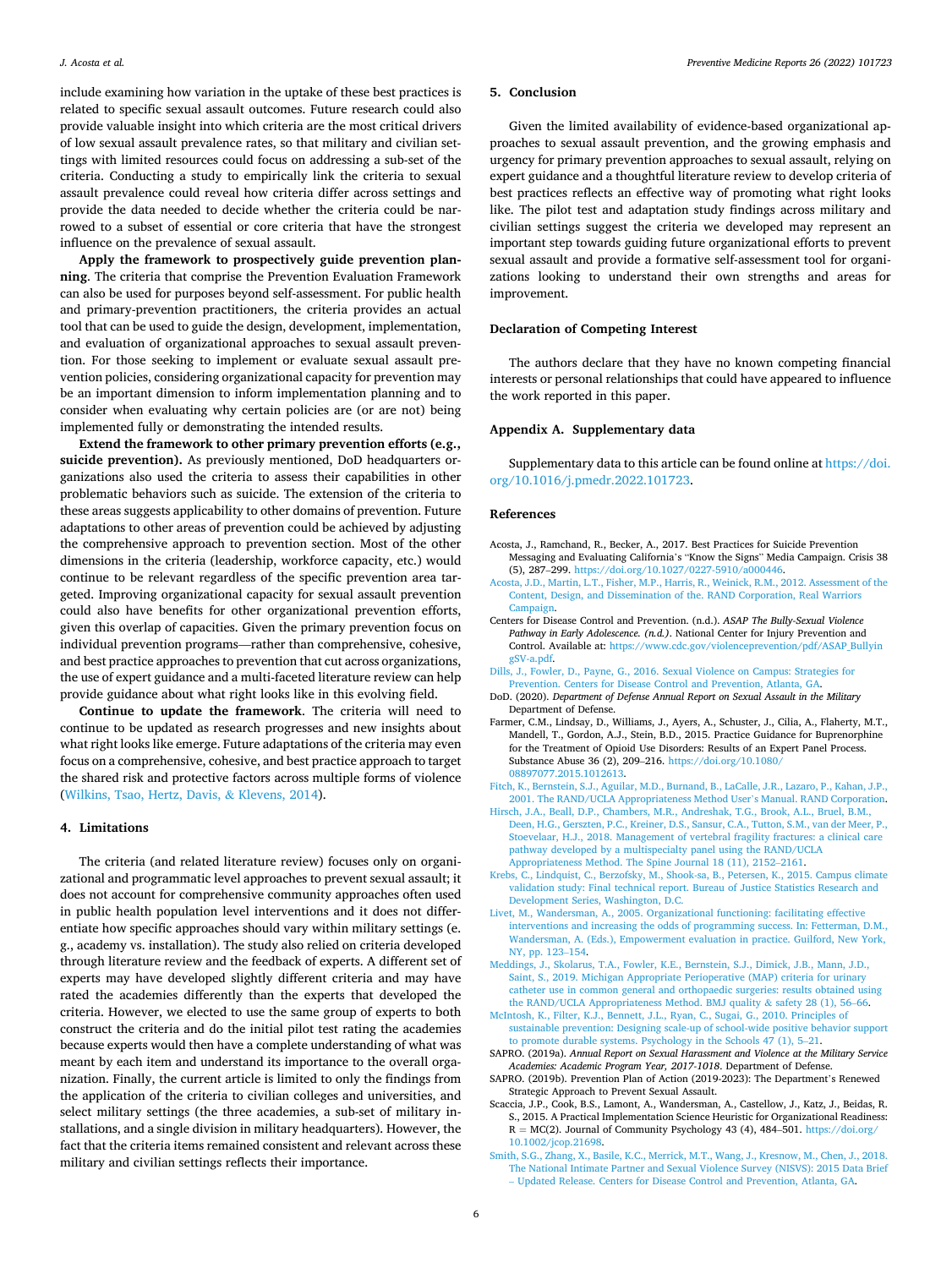include examining how variation in the uptake of these best practices is related to specific sexual assault outcomes. Future research could also provide valuable insight into which criteria are the most critical drivers of low sexual assault prevalence rates, so that military and civilian settings with limited resources could focus on addressing a sub-set of the criteria. Conducting a study to empirically link the criteria to sexual assault prevalence could reveal how criteria differ across settings and provide the data needed to decide whether the criteria could be narrowed to a subset of essential or core criteria that have the strongest influence on the prevalence of sexual assault.

**Apply the framework to prospectively guide prevention planning**. The criteria that comprise the Prevention Evaluation Framework can also be used for purposes beyond self-assessment. For public health and primary-prevention practitioners, the criteria provides an actual tool that can be used to guide the design, development, implementation, and evaluation of organizational approaches to sexual assault prevention. For those seeking to implement or evaluate sexual assault prevention policies, considering organizational capacity for prevention may be an important dimension to inform implementation planning and to consider when evaluating why certain policies are (or are not) being implemented fully or demonstrating the intended results.

**Extend the framework to other primary prevention efforts (e.g., suicide prevention).** As previously mentioned, DoD headquarters organizations also used the criteria to assess their capabilities in other problematic behaviors such as suicide. The extension of the criteria to these areas suggests applicability to other domains of prevention. Future adaptations to other areas of prevention could be achieved by adjusting the comprehensive approach to prevention section. Most of the other dimensions in the criteria (leadership, workforce capacity, etc.) would continue to be relevant regardless of the specific prevention area targeted. Improving organizational capacity for sexual assault prevention could also have benefits for other organizational prevention efforts, given this overlap of capacities. Given the primary prevention focus on individual prevention programs—rather than comprehensive, cohesive, and best practice approaches to prevention that cut across organizations, the use of expert guidance and a multi-faceted literature review can help provide guidance about what right looks like in this evolving field.

**Continue to update the framework**. The criteria will need to continue to be updated as research progresses and new insights about what right looks like emerge. Future adaptations of the criteria may even focus on a comprehensive, cohesive, and best practice approach to target the shared risk and protective factors across multiple forms of violence (Wilkins, Tsao, Hertz, Davis, & Klevens, 2014).

## 4. Limitations

The criteria (and related literature review) focuses only on organizational and programmatic level approaches to prevent sexual assault; it does not account for comprehensive community approaches often used in public health population level interventions and it does not differentiate how specific approaches should vary within military settings (e.g., academy vs. installation). The study also relied on criteria developed through literature review and the feedback of experts. A different set of experts may have developed slightly different criteria and may have rated the academies differently than the experts that developed the criteria. However, we elected to use the same group of experts to both construct the criteria and do the initial pilot test rating the academies because experts would then have a complete understanding of what was meant by each item and understand its importance to the overall organization. Finally, the current article is limited to only the findings from the application of the criteria to civilian colleges and universities, and select military settings (the three academies, a sub-set of military installations, and a single division in military headquarters). However, the fact that the criteria items remained consistent and relevant across these military and civilian settings reflects their importance.

## 5. Conclusion

Given the limited availability of evidence-based organizational approaches to sexual assault prevention, and the growing emphasis and urgency for primary prevention approaches to sexual assault, relying on expert guidance and a thoughtful literature review to develop criteria of best practices reflects an effective way of promoting what right looks like. The pilot test and adaptation study findings across military and civilian settings suggest the criteria we developed may represent an important step towards guiding future organizational efforts to prevent sexual assault and provide a formative self-assessment tool for organizations looking to understand their own strengths and areas for improvement.

## Declaration of Competing Interest

The authors declare that they have no known competing financial interests or personal relationships that could have appeared to influence the work reported in this paper.

## Appendix A. Supplementary data

Supplementary data to this article can be found online at https://doi.org/10.1016/j.pmedr.2022.101723.

## References

Acosta, J., Ramchand, R., Becker, A., 2017. Best Practices for Suicide Prevention Messaging and Evaluating California's "Know the Signs" Media Campaign. Crisis 38 (5), 287–299. https://doi.org/10.1027/0227-5910/a000446.

Acosta, J.D., Martin, L.T., Fisher, M.P., Harris, R., Weinick, R.M., 2012. Assessment of the Content, Design, and Dissemination of the. RAND Corporation, Real Warriors Campaign.

Centers for Disease Control and Prevention. (n.d.). *ASAP The Bully-Sexual Violence Pathway in Early Adolescence. (n.d.)*. National Center for Injury Prevention and Control. Available at: https://www.cdc.gov/violenceprevention/pdf/ASAP_BullyingSV-a.pdf.

Dills, J., Fowler, D., Payne, G., 2016. Sexual Violence on Campus: Strategies for Prevention. Centers for Disease Control and Prevention, Atlanta, GA.

DoD. (2020). *Department of Defense Annual Report on Sexual Assault in the Military* Department of Defense.

Farmer, C.M., Lindsay, D., Williams, J., Ayers, A., Schuster, J., Cilia, A., Flaherty, M.T., Mandell, T., Gordon, A.J., Stein, B.D., 2015. Practice Guidance for Buprenorphine for the Treatment of Opioid Use Disorders: Results of an Expert Panel Process. Substance Abuse 36 (2), 209–216. https://doi.org/10.1080/08897077.2015.1012613.

Fitch, K., Bernstein, S.J., Aguilar, M.D., Burnand, B., LaCalle, J.R., Lazaro, P., Kahan, J.P., 2001. The RAND/UCLA Appropriateness Method User's Manual. RAND Corporation.

Hirsch, J.A., Beall, D.P., Chambers, M.R., Andreshak, T.G., Brook, A.L., Bruel, B.M., Deen, H.G., Gerszten, P.C., Kreiner, D.S., Sansur, C.A., Tutton, S.M., van der Meer, P., Stoevelaar, H.J., 2018. Management of vertebral fragility fractures: a clinical care pathway developed by a multispecialty panel using the RAND/UCLA Appropriateness Method. The Spine Journal 18 (11), 2152–2161.

Krebs, C., Lindquist, C., Berzofsky, M., Shook-sa, B., Petersen, K., 2015. Campus climate validation study: Final technical report. Bureau of Justice Statistics Research and Development Series, Washington, D.C.

Livet, M., Wandersman, A., 2005. Organizational functioning: facilitating effective interventions and increasing the odds of programming success. In: Fetterman, D.M., Wandersman, A. (Eds.), Empowerment evaluation in practice. Guilford, New York, NY, pp. 123–154.

Meddings, J., Skolarus, T.A., Fowler, K.E., Bernstein, S.J., Dimick, J.B., Mann, J.D., Saint, S., 2019. Michigan Appropriate Perioperative (MAP) criteria for urinary catheter use in common general and orthopaedic surgeries: results obtained using the RAND/UCLA Appropriateness Method. BMJ quality & safety 28 (1), 56–66.

McIntosh, K., Filter, K.J., Bennett, J.L., Ryan, C., Sugai, G., 2010. Principles of sustainable prevention: Designing scale-up of school-wide positive behavior support to promote durable systems. Psychology in the Schools 47 (1), 5–21.

SAPRO. (2019a). *Annual Report on Sexual Harassment and Violence at the Military Service Academies: Academic Program Year, 2017-1018*. Department of Defense.

SAPRO. (2019b). Prevention Plan of Action (2019-2023): The Department's Renewed Strategic Approach to Prevent Sexual Assault.

Scaccia, J.P., Cook, B.S., Lamont, A., Wandersman, A., Castellow, J., Katz, J., Beidas, R. S., 2015. A Practical Implementation Science Heuristic for Organizational Readiness: R = MC(2). Journal of Community Psychology 43 (4), 484–501. https://doi.org/10.1002/jcop.21698.

Smith, S.G., Zhang, X., Basile, K.C., Merrick, M.T., Wang, J., Kresnow, M., Chen, J., 2018. The National Intimate Partner and Sexual Violence Survey (NISVS): 2015 Data Brief – Updated Release. Centers for Disease Control and Prevention, Atlanta, GA.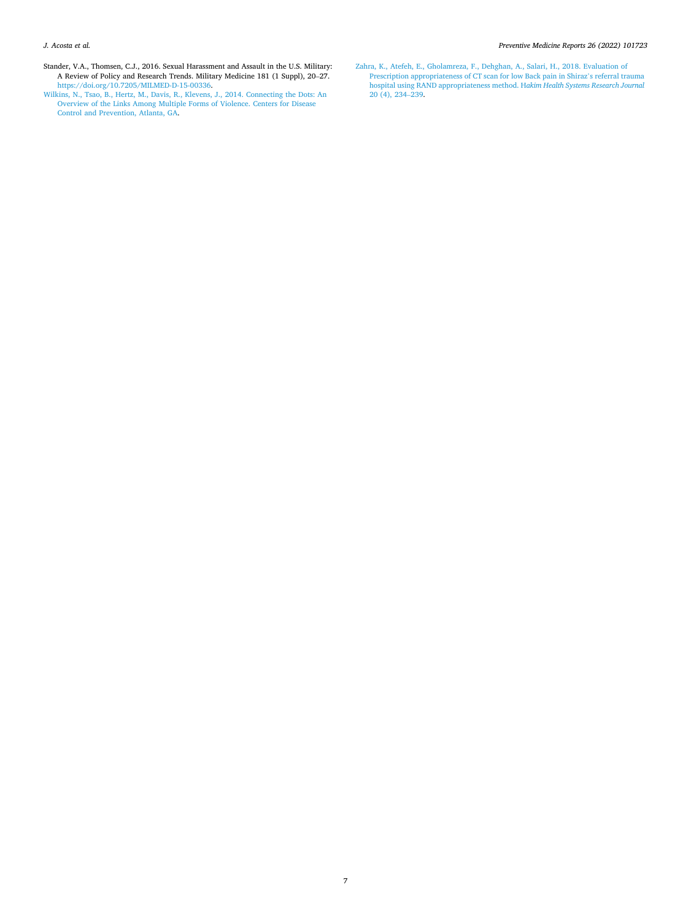Stander, V.A., Thomsen, C.J., 2016. Sexual Harassment and Assault in the U.S. Military: A Review of Policy and Research Trends. Military Medicine 181 (1 Suppl), 20–27. https://doi.org/10.7205/MILMED-D-15-00336.

Wilkins, N., Tsao, B., Hertz, M., Davis, R., Klevens, J., 2014. Connecting the Dots: An Overview of the Links Among Multiple Forms of Violence. Centers for Disease Control and Prevention, Atlanta, GA.

Zahra, K., Atefeh, E., Gholamreza, F., Dehghan, A., Salari, H., 2018. Evaluation of Prescription appropriateness of CT scan for low Back pain in Shiraz's referral trauma hospital using RAND appropriateness method. H*akim Health Systems Research Journal* 20 (4), 234–239.